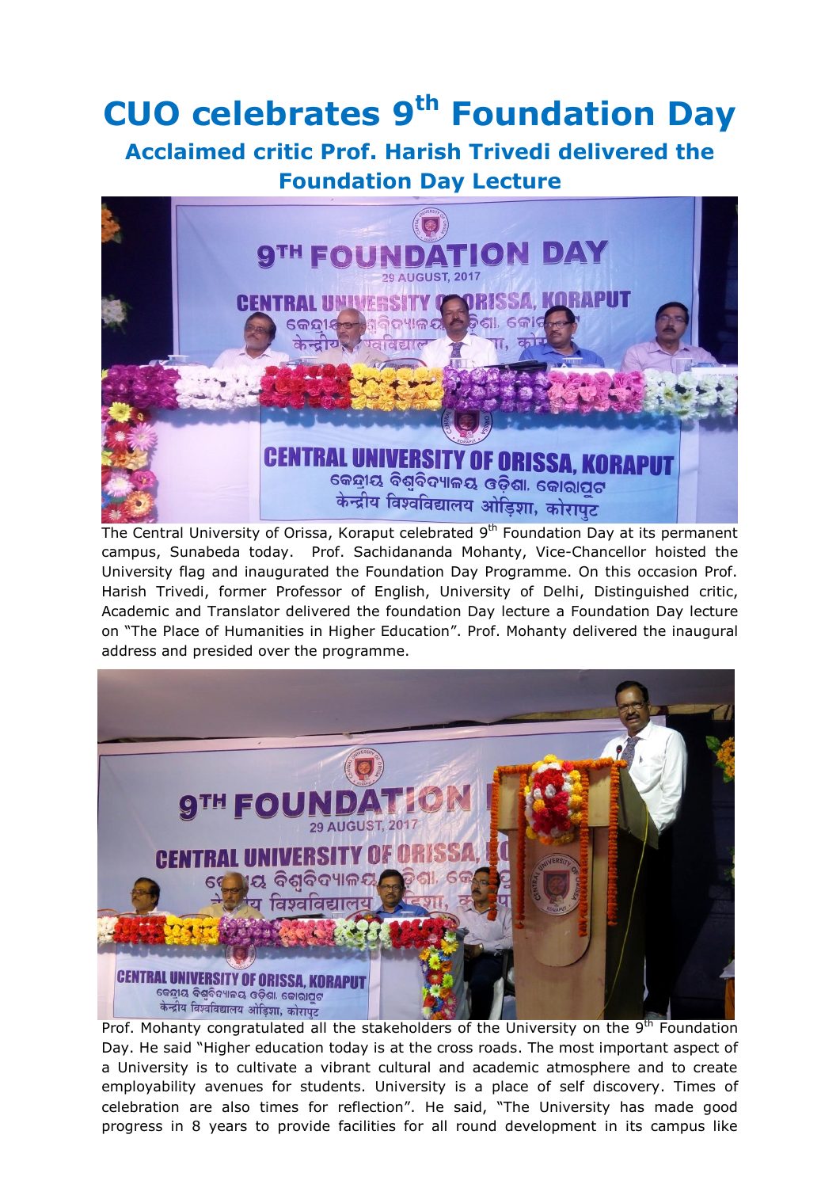# CUO celebrates 9th Foundation Day

## Acclaimed critic Prof. Harish Trivedi delivered the Foundation Day Lecture

The Central University of Orissa, Koraput celebrated 9th Foundation Day at its permanent campus, Sunabeda today. Prof. Sachidananda Mohanty, Vice-Chancellor hoisted the University flag and inaugurated the Foundation Day Programme. On this occasion Prof. Harish Trivedi, former Professor of English, University of Delhi, Distinguished critic, Academic and Translator delivered the foundation Day lecture a Foundation Day lecture on "The Place of Humanities in Higher Education". Prof. Mohanty delivered the inaugural address and presided over the programme.

Prof. Mohanty congratulated all the stakeholders of the University on the 9th Foundation Day. He said "Higher education today is at the cross roads. The most important aspect of a University is to cultivate a vibrant cultural and academic atmosphere and to create employability avenues for students. University is a place of self discovery. Times of celebration are also times for reflection". He said, "The University has made good progress in 8 years to provide facilities for all round development in its campus like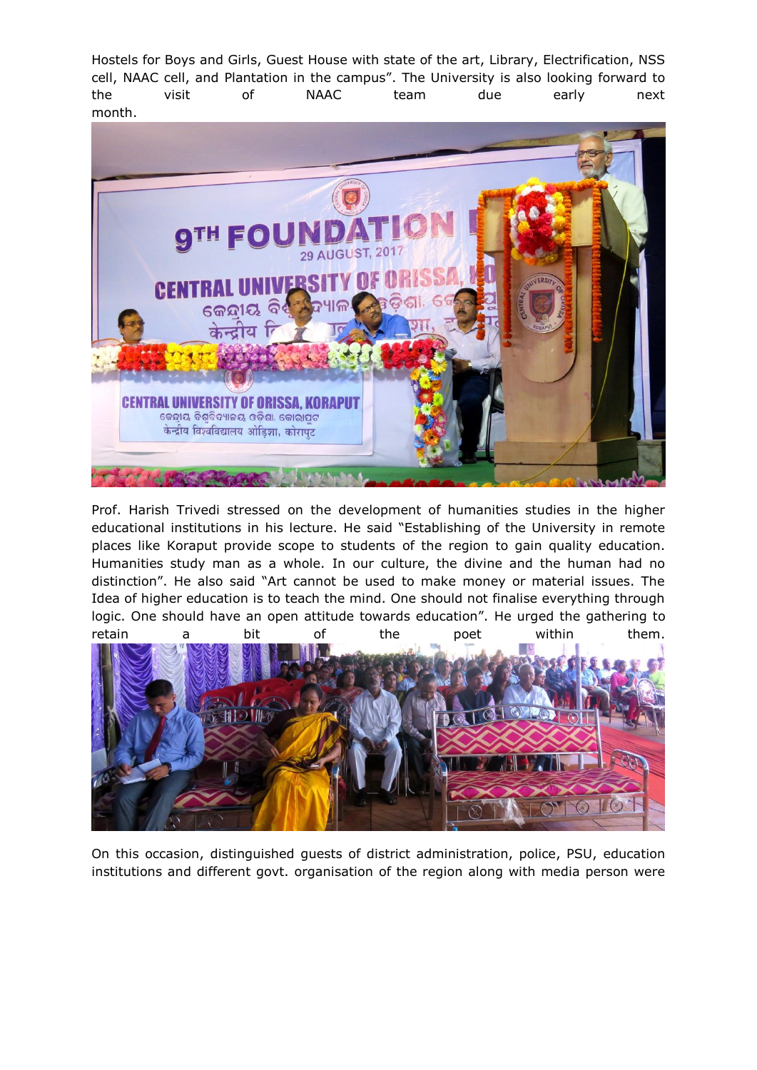Hostels for Boys and Girls, Guest House with state of the art, Library, Electrification, NSS cell, NAAC cell, and Plantation in the campus". The University is also looking forward to the visit of NAAC team due early next month.

Prof. Harish Trivedi stressed on the development of humanities studies in the higher educational institutions in his lecture. He said "Establishing of the University in remote places like Koraput provide scope to students of the region to gain quality education. Humanities study man as a whole. In our culture, the divine and the human had no distinction". He also said "Art cannot be used to make money or material issues. The Idea of higher education is to teach the mind. One should not finalise everything through logic. One should have an open attitude towards education". He urged the gathering to retain a bit of the poet within them.

On this occasion, distinguished guests of district administration, police, PSU, education institutions and different govt. organisation of the region along with media person were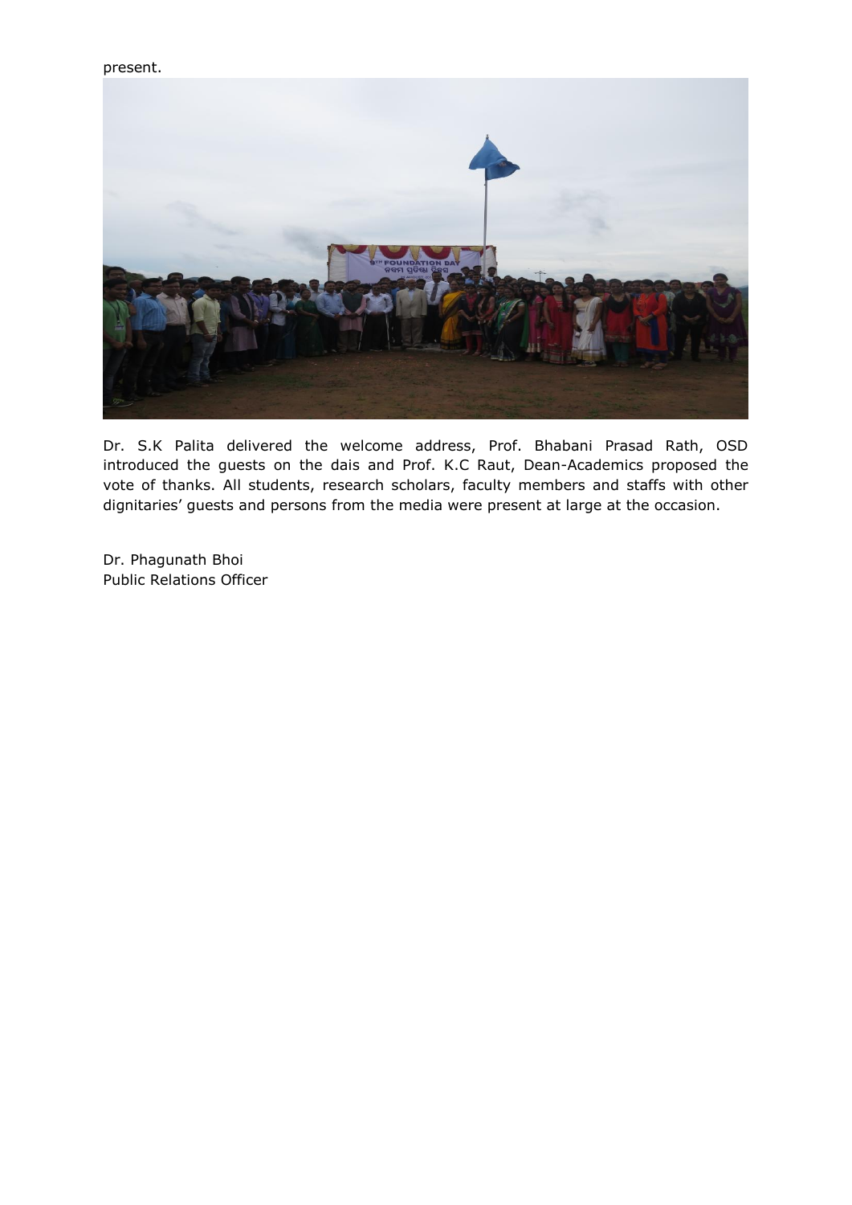present.

Dr. S.K Palita delivered the welcome address, Prof. Bhabani Prasad Rath, OSD introduced the guests on the dais and Prof. K.C Raut, Dean-Academics proposed the vote of thanks. All students, research scholars, faculty members and staffs with other dignitaries' guests and persons from the media were present at large at the occasion.

Dr. Phagunath Bhoi
Public Relations Officer